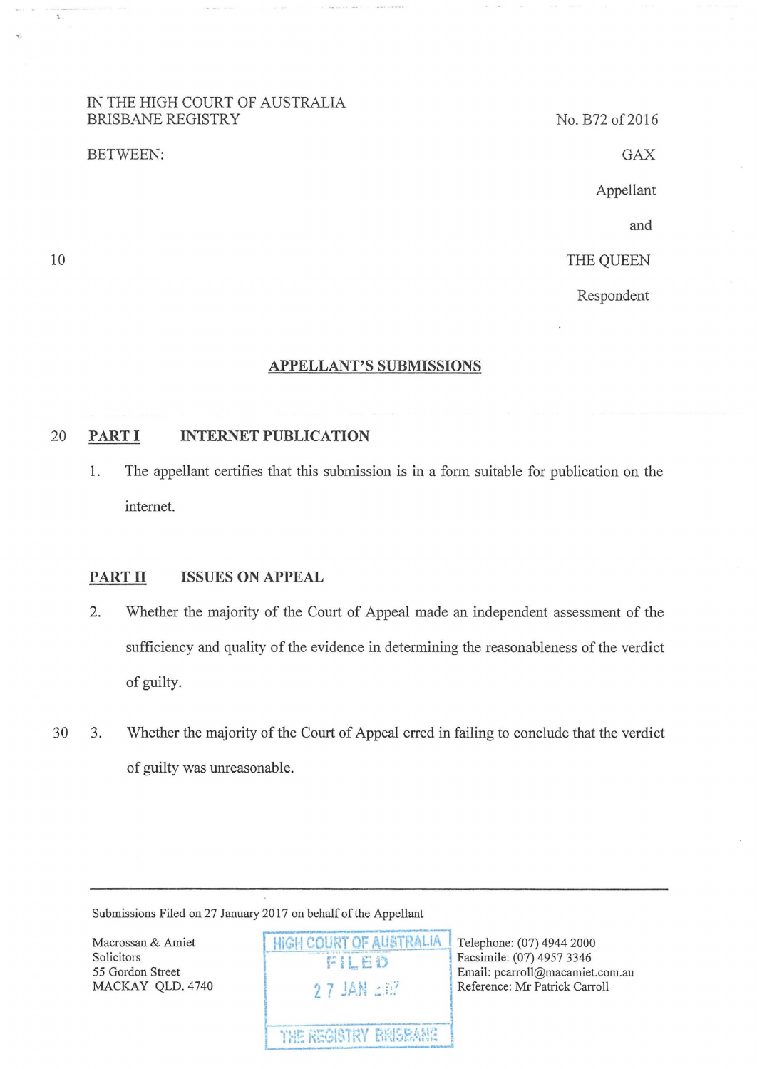IN THE HIGH COURT OF AUSTRALIA
BRISBANE REGISTRY

No. B72 of 2016

BETWEEN:

GAX

Appellant

and

THE QUEEN

Respondent

## APPELLANT'S SUBMISSIONS

## PART I INTERNET PUBLICATION

1. The appellant certifies that this submission is in a form suitable for publication on the internet.

## PART II ISSUES ON APPEAL

2. Whether the majority of the Court of Appeal made an independent assessment of the sufficiency and quality of the evidence in determining the reasonableness of the verdict of guilty.

3. Whether the majority of the Court of Appeal erred in failing to conclude that the verdict of guilty was unreasonable.

---

Submissions Filed on 27 January 2017 on behalf of the Appellant

Macrossan & Amiet
Solicitors
55 Gordon Street
MACKAY QLD. 4740

HIGH COURT OF AUSTRALIA
FILED
27 JAN 2017
THE REGISTRY BRISBANE

Telephone: (07) 4944 2000
Facsimile: (07) 4957 3346
Email: pcarroll@macamiet.com.au
Reference: Mr Patrick Carroll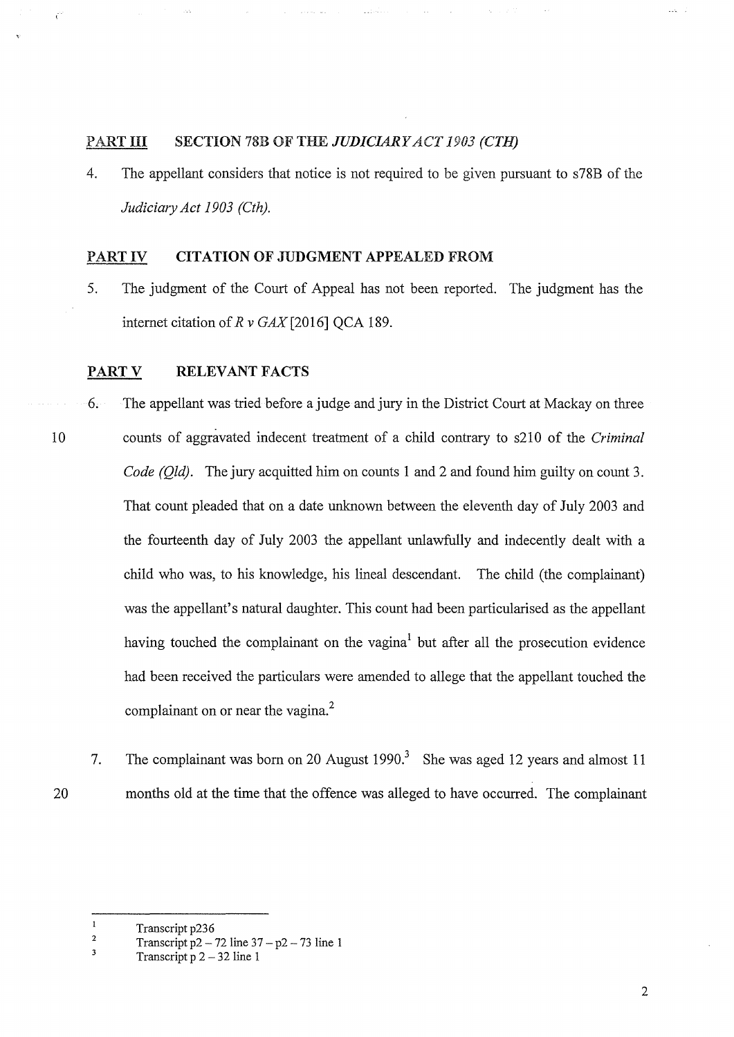## PART III SECTION 78B OF THE *JUDICIARY ACT 1903 (CTH)*

4. The appellant considers that notice is not required to be given pursuant to s78B of the *Judiciary Act 1903 (Cth).*

## PART IV CITATION OF JUDGMENT APPEALED FROM

5. The judgment of the Court of Appeal has not been reported. The judgment has the internet citation of *R v GAX* [2016] QCA 189.

## PART V RELEVANT FACTS

6. The appellant was tried before a judge and jury in the District Court at Mackay on three counts of aggravated indecent treatment of a child contrary to s210 of the *Criminal Code (Qld)*. The jury acquitted him on counts 1 and 2 and found him guilty on count 3. That count pleaded that on a date unknown between the eleventh day of July 2003 and the fourteenth day of July 2003 the appellant unlawfully and indecently dealt with a child who was, to his knowledge, his lineal descendant. The child (the complainant) was the appellant's natural daughter. This count had been particularised as the appellant having touched the complainant on the vagina[1] but after all the prosecution evidence had been received the particulars were amended to allege that the appellant touched the complainant on or near the vagina.[2]

7. The complainant was born on 20 August 1990.[3] She was aged 12 years and almost 11 months old at the time that the offence was alleged to have occurred. The complainant

---

[1] Transcript p236

[2] Transcript p2 – 72 line 37 – p2 – 73 line 1

[3] Transcript p 2 – 32 line 1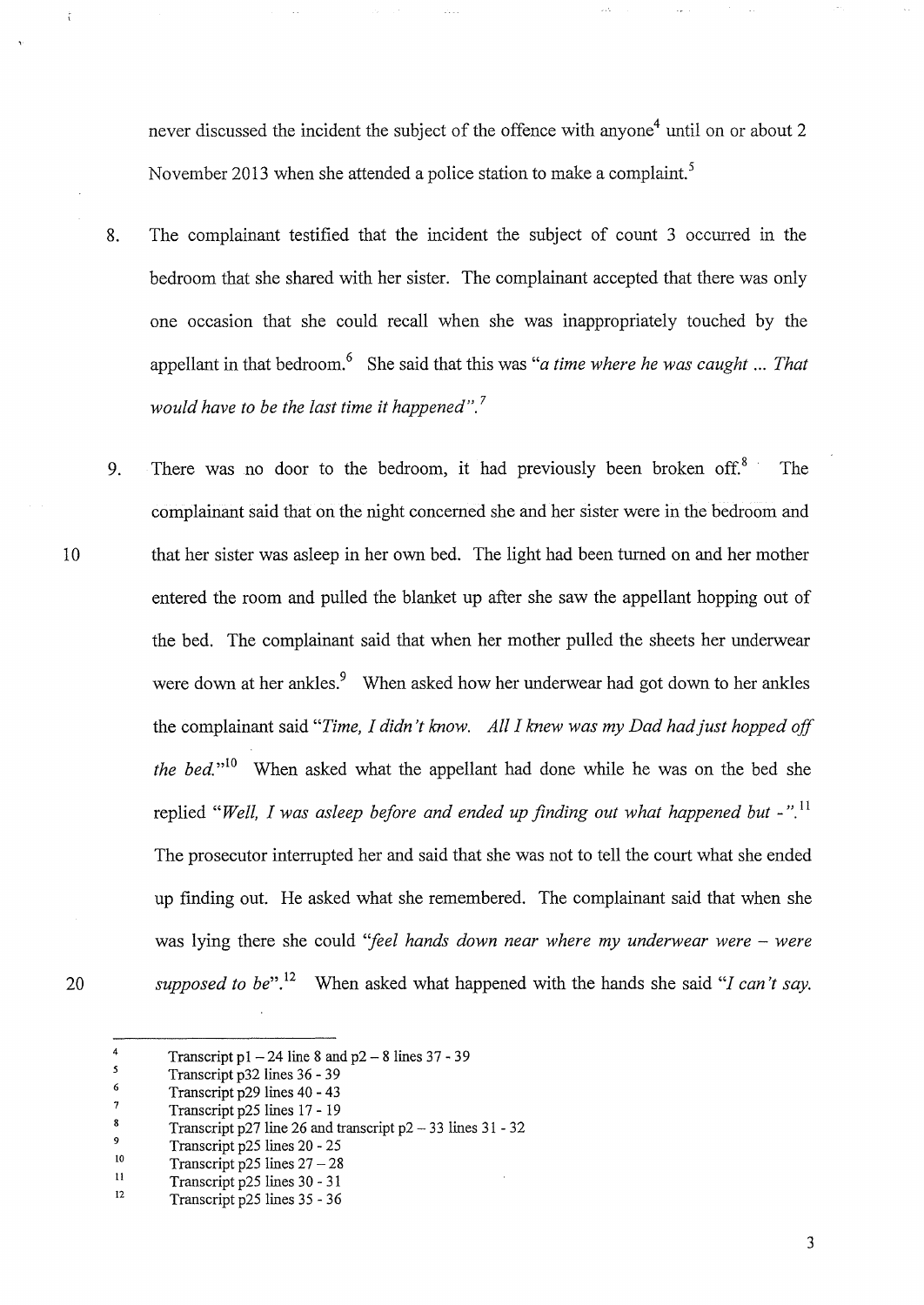never discussed the incident the subject of the offence with anyone[4] until on or about 2 November 2013 when she attended a police station to make a complaint.[5]

8. The complainant testified that the incident the subject of count 3 occurred in the bedroom that she shared with her sister. The complainant accepted that there was only one occasion that she could recall when she was inappropriately touched by the appellant in that bedroom.[6] She said that this was *"a time where he was caught ... That would have to be the last time it happened".*[7]

9. There was no door to the bedroom, it had previously been broken off.[8] The complainant said that on the night concerned she and her sister were in the bedroom and that her sister was asleep in her own bed. The light had been turned on and her mother entered the room and pulled the blanket up after she saw the appellant hopping out of the bed. The complainant said that when her mother pulled the sheets her underwear were down at her ankles.[9] When asked how her underwear had got down to her ankles the complainant said *"Time, I didn't know. All I knew was my Dad had just hopped off the bed."*[10] When asked what the appellant had done while he was on the bed she replied *"Well, I was asleep before and ended up finding out what happened but -".*[11] The prosecutor interrupted her and said that she was not to tell the court what she ended up finding out. He asked what she remembered. The complainant said that when she was lying there she could *"feel hands down near where my underwear were – were supposed to be".*[12] When asked what happened with the hands she said *"I can't say.*

---

[4] Transcript p1 – 24 line 8 and p2 – 8 lines 37 - 39

[5] Transcript p32 lines 36 - 39

[6] Transcript p29 lines 40 - 43

[7] Transcript p25 lines 17 - 19

[8] Transcript p27 line 26 and transcript p2 – 33 lines 31 - 32

[9] Transcript p25 lines 20 - 25

[10] Transcript p25 lines 27 – 28

[11] Transcript p25 lines 30 - 31

[12] Transcript p25 lines 35 - 36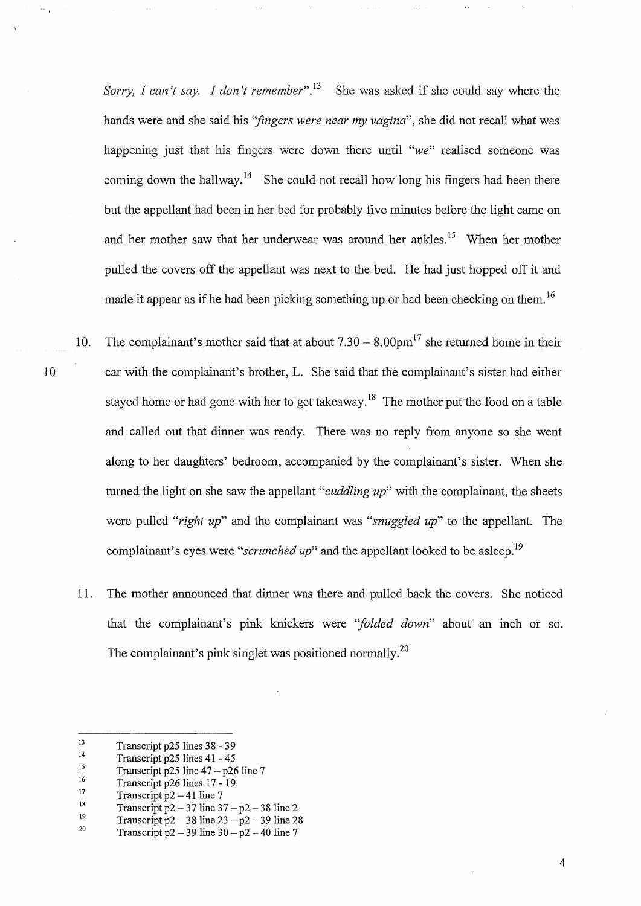*Sorry, I can't say. I don't remember*".[13] She was asked if she could say where the hands were and she said his "*fingers were near my vagina*", she did not recall what was happening just that his fingers were down there until "*we*" realised someone was coming down the hallway.[14] She could not recall how long his fingers had been there but the appellant had been in her bed for probably five minutes before the light came on and her mother saw that her underwear was around her ankles.[15] When her mother pulled the covers off the appellant was next to the bed. He had just hopped off it and made it appear as if he had been picking something up or had been checking on them.[16]

10. The complainant's mother said that at about 7.30 – 8.00pm[17] she returned home in their car with the complainant's brother, L. She said that the complainant's sister had either stayed home or had gone with her to get takeaway.[18] The mother put the food on a table and called out that dinner was ready. There was no reply from anyone so she went along to her daughters' bedroom, accompanied by the complainant's sister. When she turned the light on she saw the appellant "*cuddling up*" with the complainant, the sheets were pulled "*right up*" and the complainant was "*snuggled up*" to the appellant. The complainant's eyes were "*scrunched up*" and the appellant looked to be asleep.[19]

11. The mother announced that dinner was there and pulled back the covers. She noticed that the complainant's pink knickers were "*folded down*" about an inch or so. The complainant's pink singlet was positioned normally.[20]

---

[13] Transcript p25 lines 38 - 39

[14] Transcript p25 lines 41 - 45

[15] Transcript p25 line 47 – p26 line 7

[16] Transcript p26 lines 17 - 19

[17] Transcript p2 – 41 line 7

[18] Transcript p2 – 37 line 37 – p2 – 38 line 2

[19] Transcript p2 – 38 line 23 – p2 – 39 line 28

[20] Transcript p2 – 39 line 30 – p2 – 40 line 7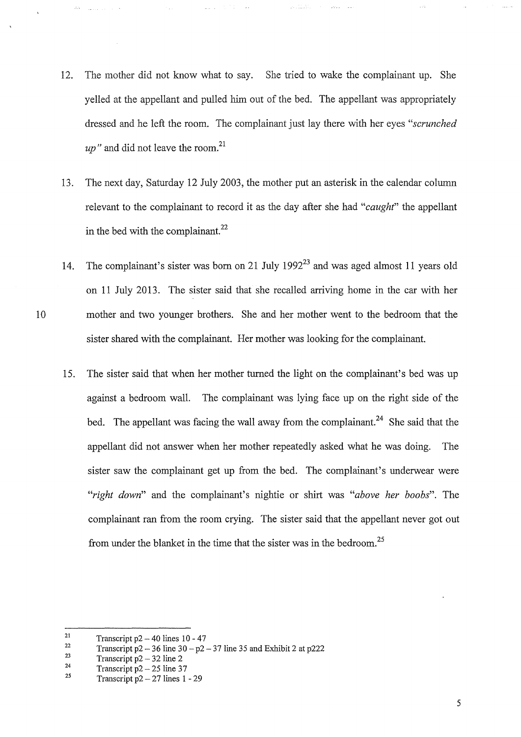12. The mother did not know what to say. She tried to wake the complainant up. She yelled at the appellant and pulled him out of the bed. The appellant was appropriately dressed and he left the room. The complainant just lay there with her eyes "*scrunched up*" and did not leave the room.[21]

13. The next day, Saturday 12 July 2003, the mother put an asterisk in the calendar column relevant to the complainant to record it as the day after she had "*caught*" the appellant in the bed with the complainant.[22]

14. The complainant's sister was born on 21 July 1992[23] and was aged almost 11 years old on 11 July 2013. The sister said that she recalled arriving home in the car with her mother and two younger brothers. She and her mother went to the bedroom that the sister shared with the complainant. Her mother was looking for the complainant.

15. The sister said that when her mother turned the light on the complainant's bed was up against a bedroom wall. The complainant was lying face up on the right side of the bed. The appellant was facing the wall away from the complainant.[24] She said that the appellant did not answer when her mother repeatedly asked what he was doing. The sister saw the complainant get up from the bed. The complainant's underwear were "*right down*" and the complainant's nightie or shirt was "*above her boobs*". The complainant ran from the room crying. The sister said that the appellant never got out from under the blanket in the time that the sister was in the bedroom.[25]

---

[21] Transcript p2 – 40 lines 10 - 47
[22] Transcript p2 – 36 line 30 – p2 – 37 line 35 and Exhibit 2 at p222
[23] Transcript p2 – 32 line 2
[24] Transcript p2 – 25 line 37
[25] Transcript p2 – 27 lines 1 - 29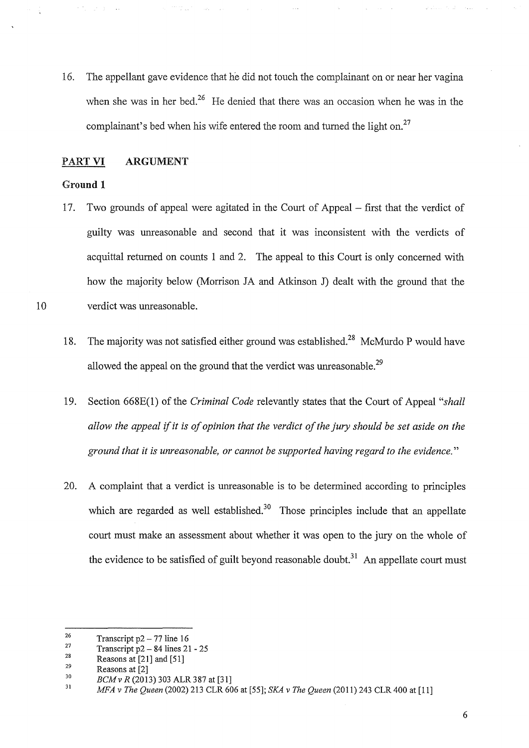16. The appellant gave evidence that he did not touch the complainant on or near her vagina when she was in her bed.[26] He denied that there was an occasion when he was in the complainant's bed when his wife entered the room and turned the light on.[27]

## PART VI ARGUMENT

### Ground 1

17. Two grounds of appeal were agitated in the Court of Appeal – first that the verdict of guilty was unreasonable and second that it was inconsistent with the verdicts of acquittal returned on counts 1 and 2. The appeal to this Court is only concerned with how the majority below (Morrison JA and Atkinson J) dealt with the ground that the verdict was unreasonable.

18. The majority was not satisfied either ground was established.[28] McMurdo P would have allowed the appeal on the ground that the verdict was unreasonable.[29]

19. Section 668E(1) of the *Criminal Code* relevantly states that the Court of Appeal "*shall allow the appeal if it is of opinion that the verdict of the jury should be set aside on the ground that it is unreasonable, or cannot be supported having regard to the evidence.*"

20. A complaint that a verdict is unreasonable is to be determined according to principles which are regarded as well established.[30] Those principles include that an appellate court must make an assessment about whether it was open to the jury on the whole of the evidence to be satisfied of guilt beyond reasonable doubt.[31] An appellate court must

---

[26] Transcript p2 – 77 line 16

[27] Transcript p2 – 84 lines 21 - 25

[28] Reasons at [21] and [51]

[29] Reasons at [2]

[30] *BCM v R* (2013) 303 ALR 387 at [31]

[31] *MFA v The Queen* (2002) 213 CLR 606 at [55]; *SKA v The Queen* (2011) 243 CLR 400 at [11]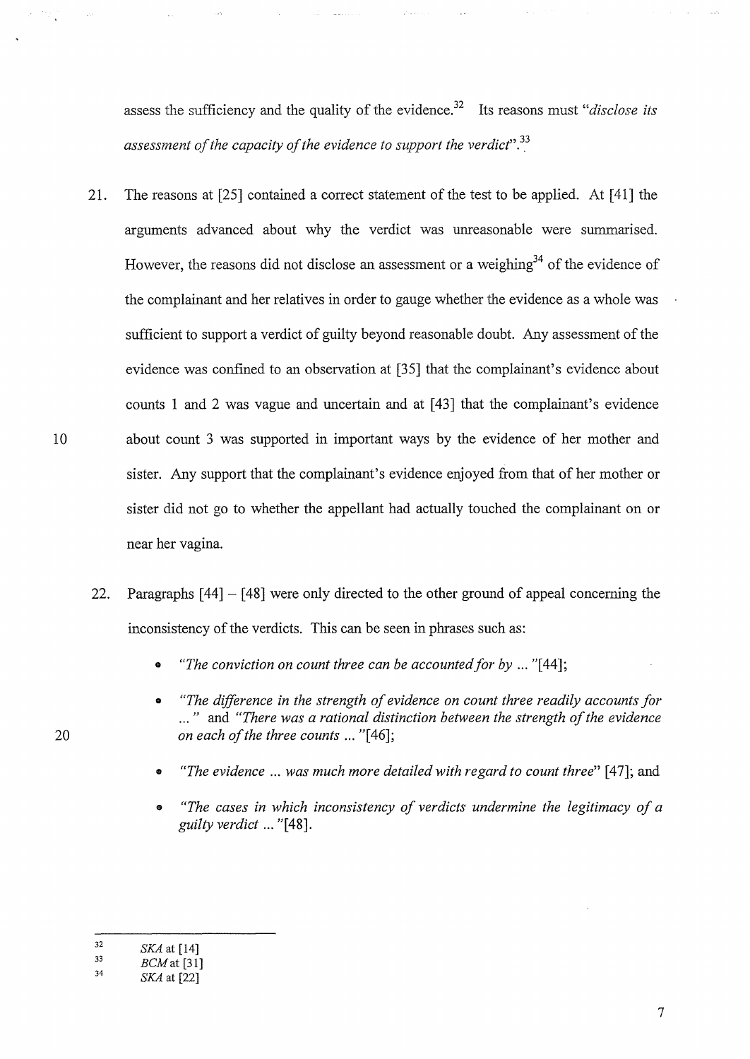assess the sufficiency and the quality of the evidence.[32] Its reasons must "*disclose its assessment of the capacity of the evidence to support the verdict*".[33]

21. The reasons at [25] contained a correct statement of the test to be applied. At [41] the arguments advanced about why the verdict was unreasonable were summarised. However, the reasons did not disclose an assessment or a weighing[34] of the evidence of the complainant and her relatives in order to gauge whether the evidence as a whole was sufficient to support a verdict of guilty beyond reasonable doubt. Any assessment of the evidence was confined to an observation at [35] that the complainant's evidence about counts 1 and 2 was vague and uncertain and at [43] that the complainant's evidence about count 3 was supported in important ways by the evidence of her mother and sister. Any support that the complainant's evidence enjoyed from that of her mother or sister did not go to whether the appellant had actually touched the complainant on or near her vagina.

22. Paragraphs [44] – [48] were only directed to the other ground of appeal concerning the inconsistency of the verdicts. This can be seen in phrases such as:

   - *"The conviction on count three can be accounted for by ... "*[44];
   - *"The difference in the strength of evidence on count three readily accounts for ... "* and *"There was a rational distinction between the strength of the evidence on each of the three counts ... "*[46];
   - *"The evidence ... was much more detailed with regard to count three"* [47]; and
   - *"The cases in which inconsistency of verdicts undermine the legitimacy of a guilty verdict ... "*[48].

---

32 *SKA* at [14]

33 *BCM* at [31]

34 *SKA* at [22]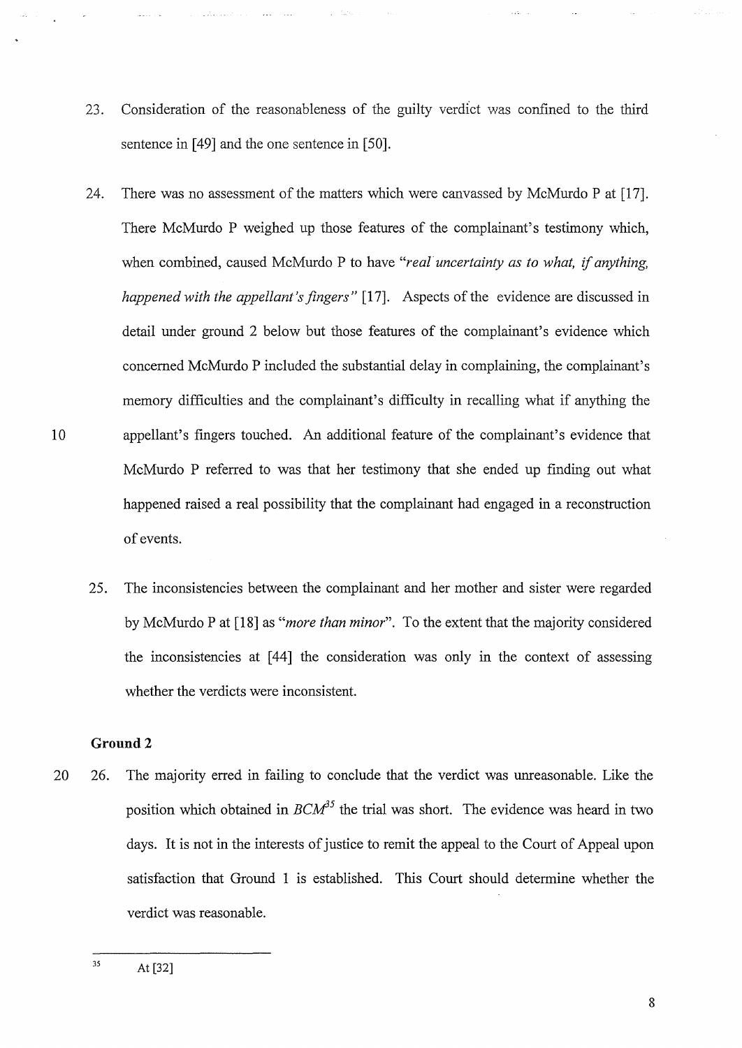23. Consideration of the reasonableness of the guilty verdict was confined to the third sentence in [49] and the one sentence in [50].

24. There was no assessment of the matters which were canvassed by McMurdo P at [17]. There McMurdo P weighed up those features of the complainant's testimony which, when combined, caused McMurdo P to have *"real uncertainty as to what, if anything, happened with the appellant's fingers"* [17]. Aspects of the evidence are discussed in detail under ground 2 below but those features of the complainant's evidence which concerned McMurdo P included the substantial delay in complaining, the complainant's memory difficulties and the complainant's difficulty in recalling what if anything the appellant's fingers touched. An additional feature of the complainant's evidence that McMurdo P referred to was that her testimony that she ended up finding out what happened raised a real possibility that the complainant had engaged in a reconstruction of events.

25. The inconsistencies between the complainant and her mother and sister were regarded by McMurdo P at [18] as *"more than minor"*. To the extent that the majority considered the inconsistencies at [44] the consideration was only in the context of assessing whether the verdicts were inconsistent.

**Ground 2**

26. The majority erred in failing to conclude that the verdict was unreasonable. Like the position which obtained in *BCM*[35] the trial was short. The evidence was heard in two days. It is not in the interests of justice to remit the appeal to the Court of Appeal upon satisfaction that Ground 1 is established. This Court should determine whether the verdict was reasonable.

---

[35] At [32]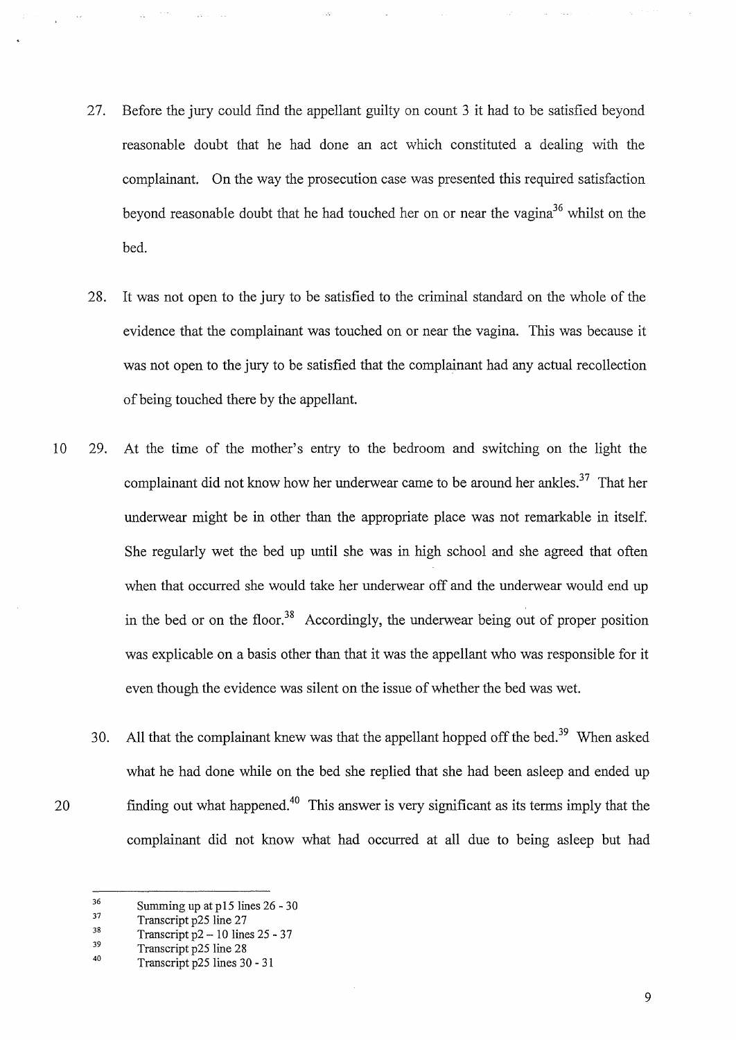27. Before the jury could find the appellant guilty on count 3 it had to be satisfied beyond reasonable doubt that he had done an act which constituted a dealing with the complainant. On the way the prosecution case was presented this required satisfaction beyond reasonable doubt that he had touched her on or near the vagina[36] whilst on the bed.

28. It was not open to the jury to be satisfied to the criminal standard on the whole of the evidence that the complainant was touched on or near the vagina. This was because it was not open to the jury to be satisfied that the complainant had any actual recollection of being touched there by the appellant.

29. At the time of the mother's entry to the bedroom and switching on the light the complainant did not know how her underwear came to be around her ankles.[37] That her underwear might be in other than the appropriate place was not remarkable in itself. She regularly wet the bed up until she was in high school and she agreed that often when that occurred she would take her underwear off and the underwear would end up in the bed or on the floor.[38] Accordingly, the underwear being out of proper position was explicable on a basis other than that it was the appellant who was responsible for it even though the evidence was silent on the issue of whether the bed was wet.

30. All that the complainant knew was that the appellant hopped off the bed.[39] When asked what he had done while on the bed she replied that she had been asleep and ended up finding out what happened.[40] This answer is very significant as its terms imply that the complainant did not know what had occurred at all due to being asleep but had

---

[36] Summing up at p15 lines 26 - 30

[37] Transcript p25 line 27

[38] Transcript p2 – 10 lines 25 - 37

[39] Transcript p25 line 28

[40] Transcript p25 lines 30 - 31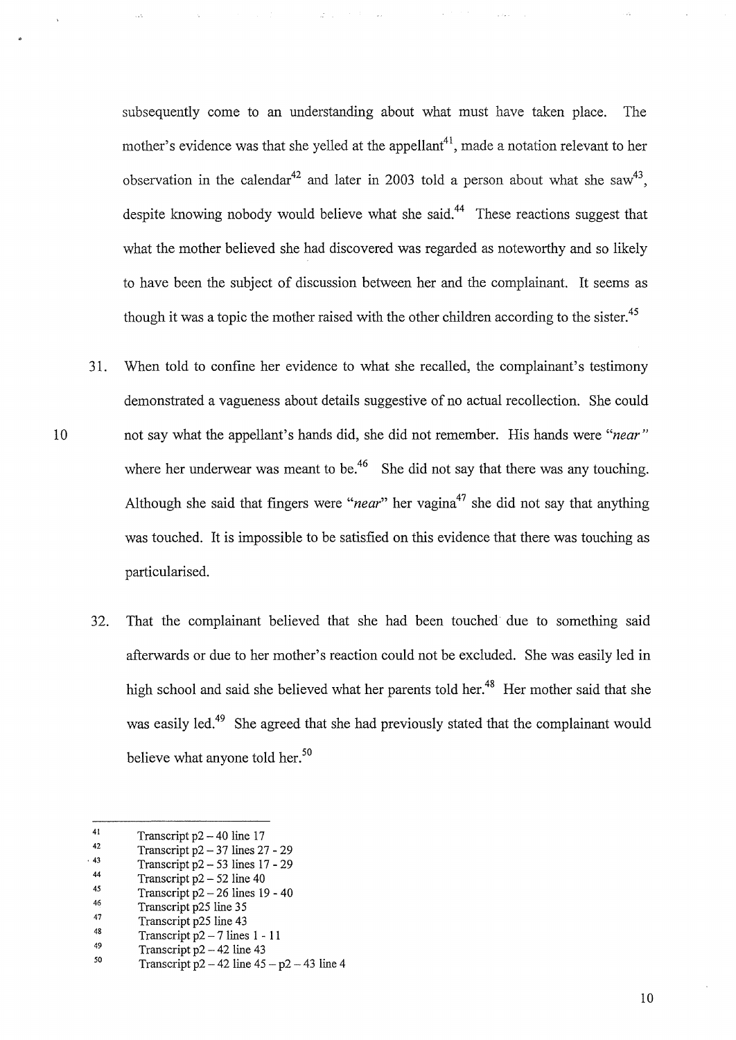subsequently come to an understanding about what must have taken place. The mother's evidence was that she yelled at the appellant[41], made a notation relevant to her observation in the calendar[42] and later in 2003 told a person about what she saw[43], despite knowing nobody would believe what she said.[44] These reactions suggest that what the mother believed she had discovered was regarded as noteworthy and so likely to have been the subject of discussion between her and the complainant. It seems as though it was a topic the mother raised with the other children according to the sister.[45]

31. When told to confine her evidence to what she recalled, the complainant's testimony demonstrated a vagueness about details suggestive of no actual recollection. She could not say what the appellant's hands did, she did not remember. His hands were "*near*" where her underwear was meant to be.[46] She did not say that there was any touching. Although she said that fingers were "*near*" her vagina[47] she did not say that anything was touched. It is impossible to be satisfied on this evidence that there was touching as particularised.

32. That the complainant believed that she had been touched due to something said afterwards or due to her mother's reaction could not be excluded. She was easily led in high school and said she believed what her parents told her.[48] Her mother said that she was easily led.[49] She agreed that she had previously stated that the complainant would believe what anyone told her.[50]

---

41 Transcript p2 – 40 line 17
42 Transcript p2 – 37 lines 27 - 29
43 Transcript p2 – 53 lines 17 - 29
44 Transcript p2 – 52 line 40
45 Transcript p2 – 26 lines 19 - 40
46 Transcript p25 line 35
47 Transcript p25 line 43
48 Transcript p2 – 7 lines 1 - 11
49 Transcript p2 – 42 line 43
50 Transcript p2 – 42 line 45 – p2 – 43 line 4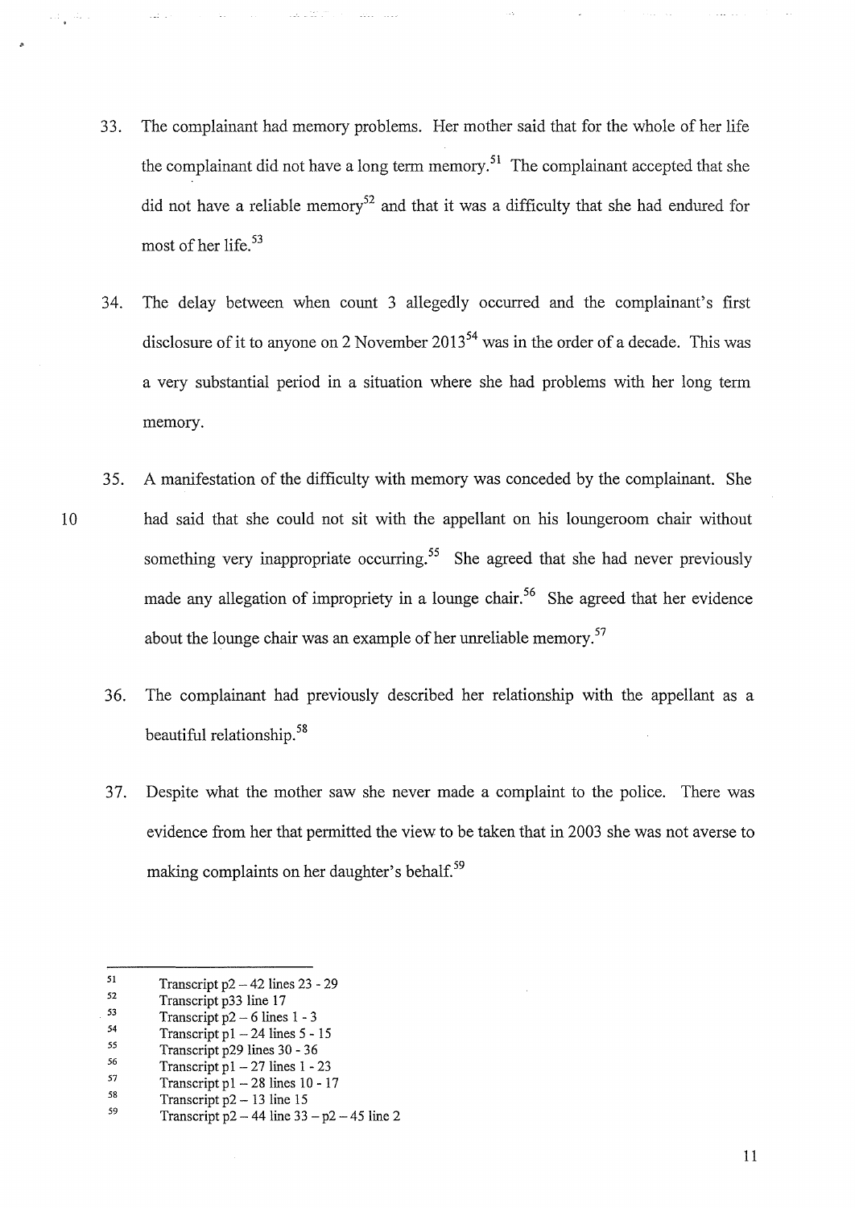33. The complainant had memory problems. Her mother said that for the whole of her life the complainant did not have a long term memory.[51] The complainant accepted that she did not have a reliable memory[52] and that it was a difficulty that she had endured for most of her life.[53]

34. The delay between when count 3 allegedly occurred and the complainant's first disclosure of it to anyone on 2 November 2013[54] was in the order of a decade. This was a very substantial period in a situation where she had problems with her long term memory.

35. A manifestation of the difficulty with memory was conceded by the complainant. She had said that she could not sit with the appellant on his loungeroom chair without something very inappropriate occurring.[55] She agreed that she had never previously made any allegation of impropriety in a lounge chair.[56] She agreed that her evidence about the lounge chair was an example of her unreliable memory.[57]

36. The complainant had previously described her relationship with the appellant as a beautiful relationship.[58]

37. Despite what the mother saw she never made a complaint to the police. There was evidence from her that permitted the view to be taken that in 2003 she was not averse to making complaints on her daughter's behalf.[59]

---

[51] Transcript p2 – 42 lines 23 - 29
[52] Transcript p33 line 17
[53] Transcript p2 – 6 lines 1 - 3
[54] Transcript p1 – 24 lines 5 - 15
[55] Transcript p29 lines 30 - 36
[56] Transcript p1 – 27 lines 1 - 23
[57] Transcript p1 – 28 lines 10 - 17
[58] Transcript p2 – 13 line 15
[59] Transcript p2 – 44 line 33 – p2 – 45 line 2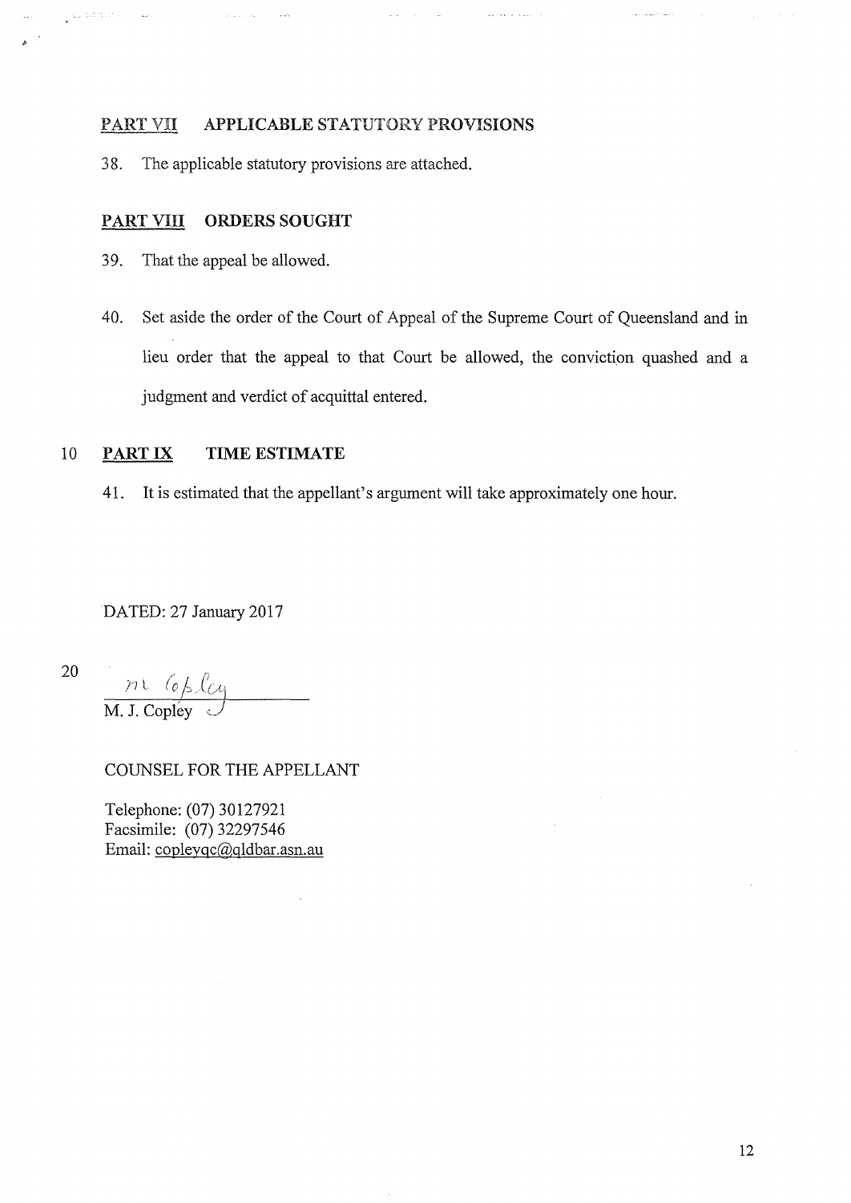## PART VII APPLICABLE STATUTORY PROVISIONS

38. The applicable statutory provisions are attached.

## PART VIII ORDERS SOUGHT

39. That the appeal be allowed.

40. Set aside the order of the Court of Appeal of the Supreme Court of Queensland and in lieu order that the appeal to that Court be allowed, the conviction quashed and a judgment and verdict of acquittal entered.

## PART IX TIME ESTIMATE

41. It is estimated that the appellant's argument will take approximately one hour.

DATED: 27 January 2017

M. J. Copley

COUNSEL FOR THE APPELLANT

Telephone: (07) 30127921
Facsimile: (07) 32297546
Email: copleyqc@qldbar.asn.au